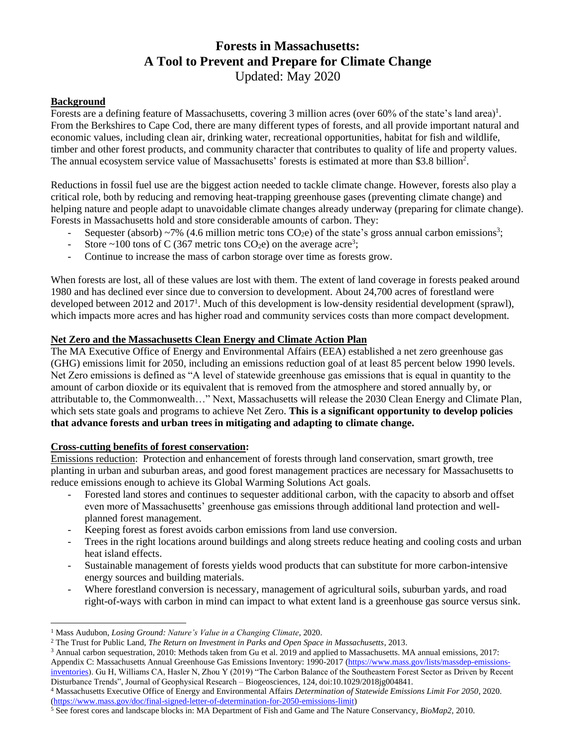# Forests in Massachusetts: A Tool to Prevent and Prepare for Climate Change

Updated: May 2020

## Background

Forests are a defining feature of Massachusetts, covering 3 million acres (over 60% of the state's land area)[1]. From the Berkshires to Cape Cod, there are many different types of forests, and all provide important natural and economic values, including clean air, drinking water, recreational opportunities, habitat for fish and wildlife, timber and other forest products, and community character that contributes to quality of life and property values. The annual ecosystem service value of Massachusetts' forests is estimated at more than $3.8 billion[2].

Reductions in fossil fuel use are the biggest action needed to tackle climate change. However, forests also play a critical role, both by reducing and removing heat-trapping greenhouse gases (preventing climate change) and helping nature and people adapt to unavoidable climate changes already underway (preparing for climate change). Forests in Massachusetts hold and store considerable amounts of carbon. They:

- Sequester (absorb) ~7% (4.6 million metric tons $CO_2e$) of the state's gross annual carbon emissions[3];
- Store ~100 tons of C (367 metric tons $CO_2e$) on the average acre[3];
- Continue to increase the mass of carbon storage over time as forests grow.

When forests are lost, all of these values are lost with them. The extent of land coverage in forests peaked around 1980 and has declined ever since due to conversion to development. About 24,700 acres of forestland were developed between 2012 and 2017[1]. Much of this development is low-density residential development (sprawl), which impacts more acres and has higher road and community services costs than more compact development.

## Net Zero and the Massachusetts Clean Energy and Climate Action Plan

The MA Executive Office of Energy and Environmental Affairs (EEA) established a net zero greenhouse gas (GHG) emissions limit for 2050, including an emissions reduction goal of at least 85 percent below 1990 levels. Net Zero emissions is defined as "A level of statewide greenhouse gas emissions that is equal in quantity to the amount of carbon dioxide or its equivalent that is removed from the atmosphere and stored annually by, or attributable to, the Commonwealth…" Next, Massachusetts will release the 2030 Clean Energy and Climate Plan, which sets state goals and programs to achieve Net Zero. **This is a significant opportunity to develop policies that advance forests and urban trees in mitigating and adapting to climate change.**

## Cross-cutting benefits of forest conservation:

Emissions reduction: Protection and enhancement of forests through land conservation, smart growth, tree planting in urban and suburban areas, and good forest management practices are necessary for Massachusetts to reduce emissions enough to achieve its Global Warming Solutions Act goals.

- Forested land stores and continues to sequester additional carbon, with the capacity to absorb and offset even more of Massachusetts' greenhouse gas emissions through additional land protection and well-planned forest management.
- Keeping forest as forest avoids carbon emissions from land use conversion.
- Trees in the right locations around buildings and along streets reduce heating and cooling costs and urban heat island effects.
- Sustainable management of forests yields wood products that can substitute for more carbon-intensive energy sources and building materials.
- Where forestland conversion is necessary, management of agricultural soils, suburban yards, and road right-of-ways with carbon in mind can impact to what extent land is a greenhouse gas source versus sink.

---

[1] Mass Audubon, *Losing Ground: Nature's Value in a Changing Climate*, 2020.

[2] The Trust for Public Land, *The Return on Investment in Parks and Open Space in Massachusetts*, 2013.

[3] Annual carbon sequestration, 2010: Methods taken from Gu et al. 2019 and applied to Massachusetts. MA annual emissions, 2017: Appendix C: Massachusetts Annual Greenhouse Gas Emissions Inventory: 1990-2017 (https://www.mass.gov/lists/massdep-emissions-inventories). Gu H, Williams CA, Hasler N, Zhou Y (2019) "The Carbon Balance of the Southeastern Forest Sector as Driven by Recent Disturbance Trends", Journal of Geophysical Research – Biogeosciences, 124, doi:10.1029/2018jg004841.

[4] Massachusetts Executive Office of Energy and Environmental Affairs *Determination of Statewide Emissions Limit For 2050*, 2020. (https://www.mass.gov/doc/final-signed-letter-of-determination-for-2050-emissions-limit)

[5] See forest cores and landscape blocks in: MA Department of Fish and Game and The Nature Conservancy, *BioMap2*, 2010.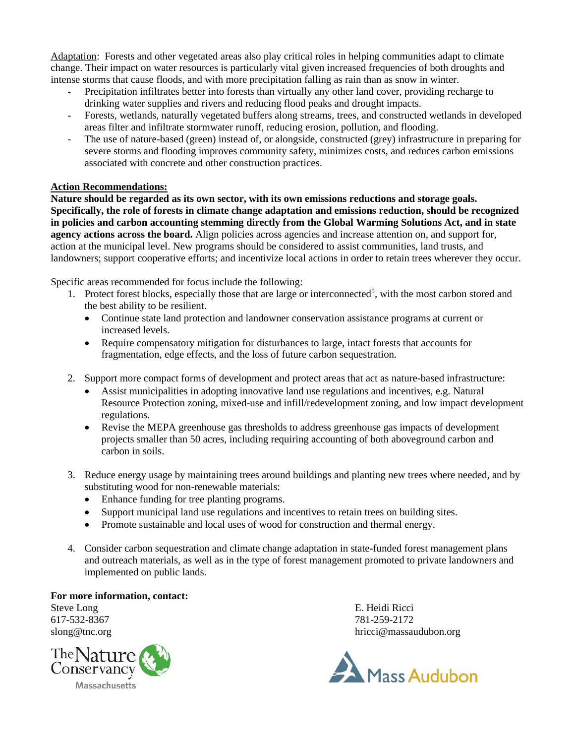Adaptation: Forests and other vegetated areas also play critical roles in helping communities adapt to climate change. Their impact on water resources is particularly vital given increased frequencies of both droughts and intense storms that cause floods, and with more precipitation falling as rain than as snow in winter.

- Precipitation infiltrates better into forests than virtually any other land cover, providing recharge to drinking water supplies and rivers and reducing flood peaks and drought impacts.
- Forests, wetlands, naturally vegetated buffers along streams, trees, and constructed wetlands in developed areas filter and infiltrate stormwater runoff, reducing erosion, pollution, and flooding.
- The use of nature-based (green) instead of, or alongside, constructed (grey) infrastructure in preparing for severe storms and flooding improves community safety, minimizes costs, and reduces carbon emissions associated with concrete and other construction practices.

**Action Recommendations:**

**Nature should be regarded as its own sector, with its own emissions reductions and storage goals. Specifically, the role of forests in climate change adaptation and emissions reduction, should be recognized in policies and carbon accounting stemming directly from the Global Warming Solutions Act, and in state agency actions across the board.** Align policies across agencies and increase attention on, and support for, action at the municipal level. New programs should be considered to assist communities, land trusts, and landowners; support cooperative efforts; and incentivize local actions in order to retain trees wherever they occur.

Specific areas recommended for focus include the following:

1. Protect forest blocks, especially those that are large or interconnected[5], with the most carbon stored and the best ability to be resilient.
   - Continue state land protection and landowner conservation assistance programs at current or increased levels.
   - Require compensatory mitigation for disturbances to large, intact forests that accounts for fragmentation, edge effects, and the loss of future carbon sequestration.

2. Support more compact forms of development and protect areas that act as nature-based infrastructure:
   - Assist municipalities in adopting innovative land use regulations and incentives, e.g. Natural Resource Protection zoning, mixed-use and infill/redevelopment zoning, and low impact development regulations.
   - Revise the MEPA greenhouse gas thresholds to address greenhouse gas impacts of development projects smaller than 50 acres, including requiring accounting of both aboveground carbon and carbon in soils.

3. Reduce energy usage by maintaining trees around buildings and planting new trees where needed, and by substituting wood for non-renewable materials:
   - Enhance funding for tree planting programs.
   - Support municipal land use regulations and incentives to retain trees on building sites.
   - Promote sustainable and local uses of wood for construction and thermal energy.

4. Consider carbon sequestration and climate change adaptation in state-funded forest management plans and outreach materials, as well as in the type of forest management promoted to private landowners and implemented on public lands.

**For more information, contact:**

Steve Long
617-532-8367
slong@tnc.org

E. Heidi Ricci
781-259-2172
hricci@massaudubon.org

The Nature Conservancy Massachusetts

Mass Audubon